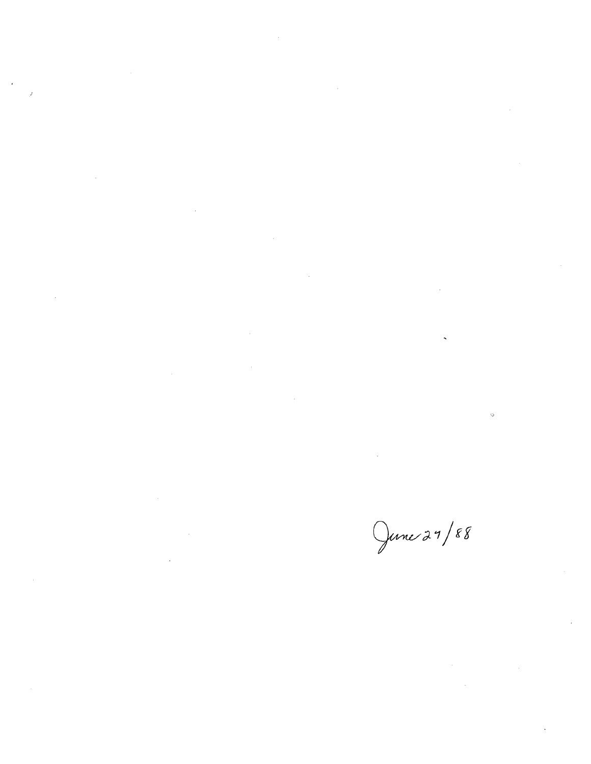June 24/88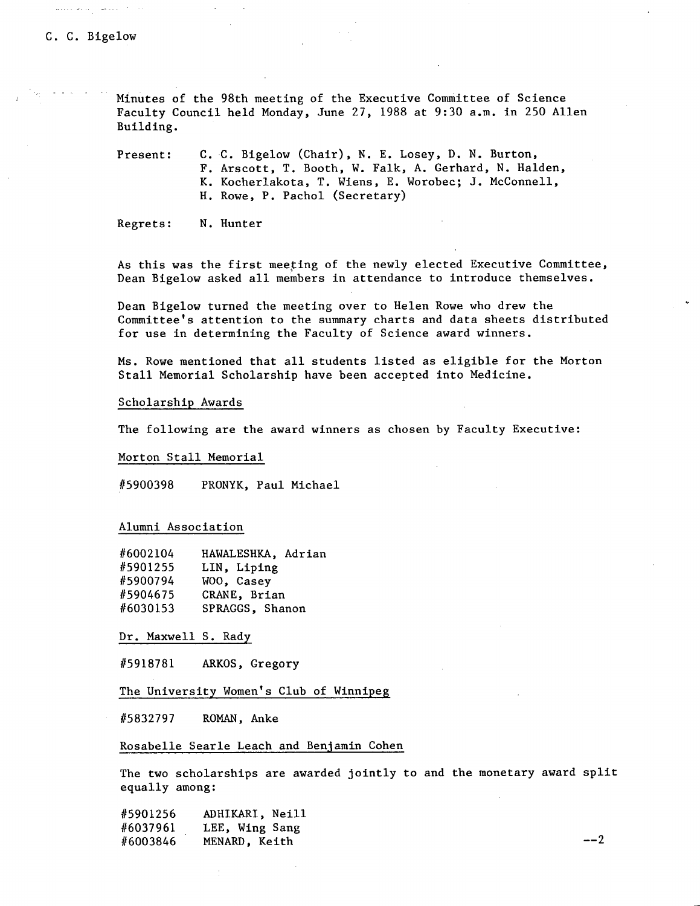C. C. Bigelow

Minutes of the 98th meeting of the Executive Committee of Science Faculty Council held Monday, June 27, 1988 at 9:30 a.m. in 250 Allen Building.

Present: C. C. Bigelow (Chair), N. E. Losey, D. N. Burton, F. Arscott, T. Booth, W. Falk, A. Gerhard, N. Halden, K. Kocherlakota, T. Wiens, E. Worobec; J. McConnell, H. Rowe, P. Pachol (Secretary)

Regrets: N. Hunter

As this was the first meeting of the newly elected Executive Committee, Dean Bigelow asked all members in attendance to introduce themselves.

Dean Bigelow turned the meeting over to Helen Rowe who drew the Committee's attention to the summary charts and data sheets distributed for use in determining the Faculty of Science award winners.

Ms. Rowe mentioned that all students listed as eligible for the Morton Stall Memorial Scholarship have been accepted into Medicine.

## Scholarship Awards

The following are the award winners as chosen by Faculty Executive:

### Morton Stall Memorial

#5900398 PRONYK, Paul Michael

### Alumni Association

#6002104 HAWALESHKA, Adrian
#5901255 LIN, Liping
#5900794 WOO, Casey
#5904675 CRANE, Brian
#6030153 SPRAGGS, Shanon

### Dr. Maxwell S. Rady

#5918781 ARKOS, Gregory

### The University Women's Club of Winnipeg

#5832797 ROMAN, Anke

### Rosabelle Searle Leach and Benjamin Cohen

The two scholarships are awarded jointly to and the monetary award split equally among:

#5901256 ADHIKARI, Neill
#6037961 LEE, Wing Sang
#6003846 MENARD, Keith

--2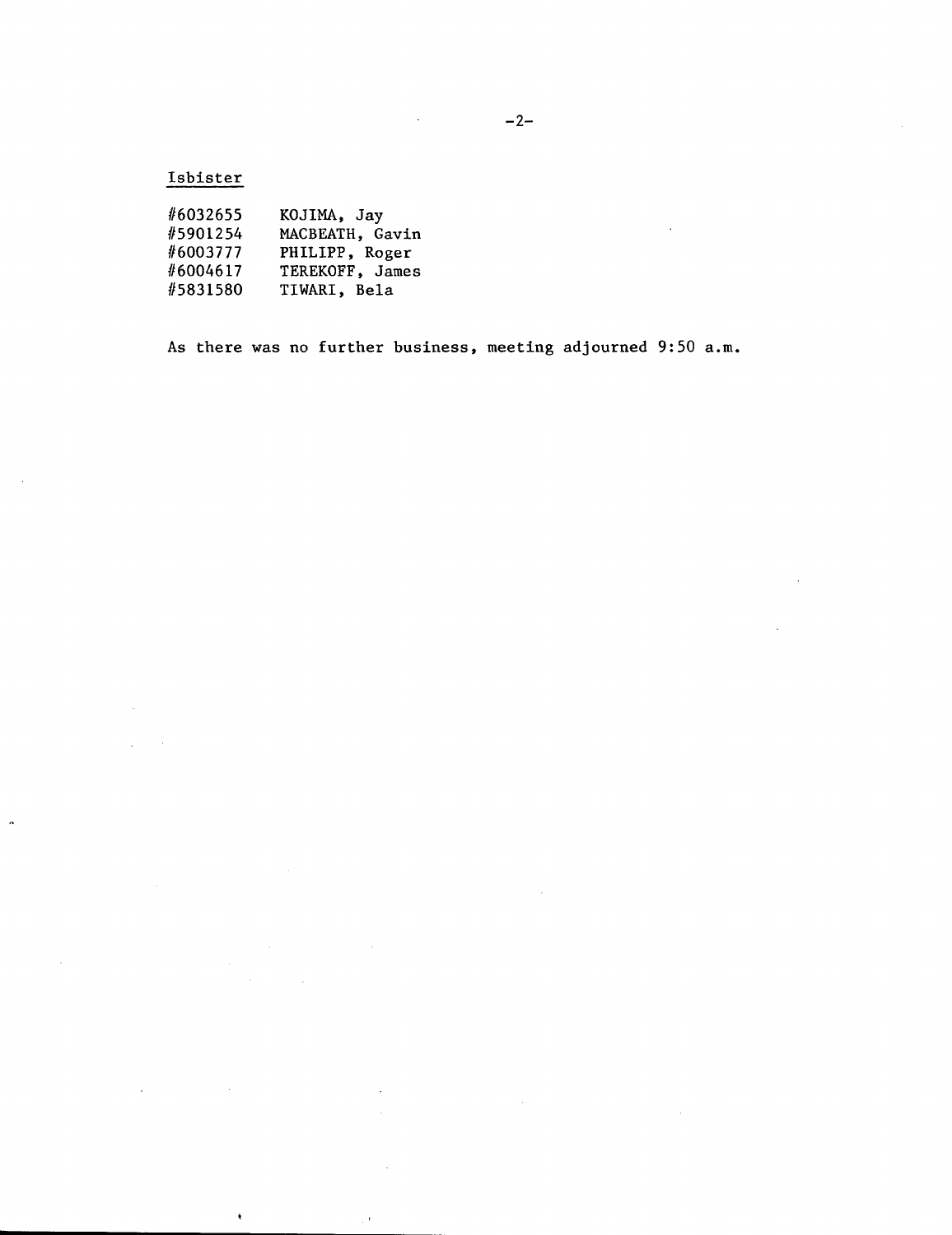Isbister

| | |
|---|---|
| #6032655 | KOJIMA, Jay |
| #5901254 | MACBEATH, Gavin |
| #6003777 | PHILIPP, Roger |
| #6004617 | TEREKOFF, James |
| #5831580 | TIWARI, Bela |

As there was no further business, meeting adjourned 9:50 a.m.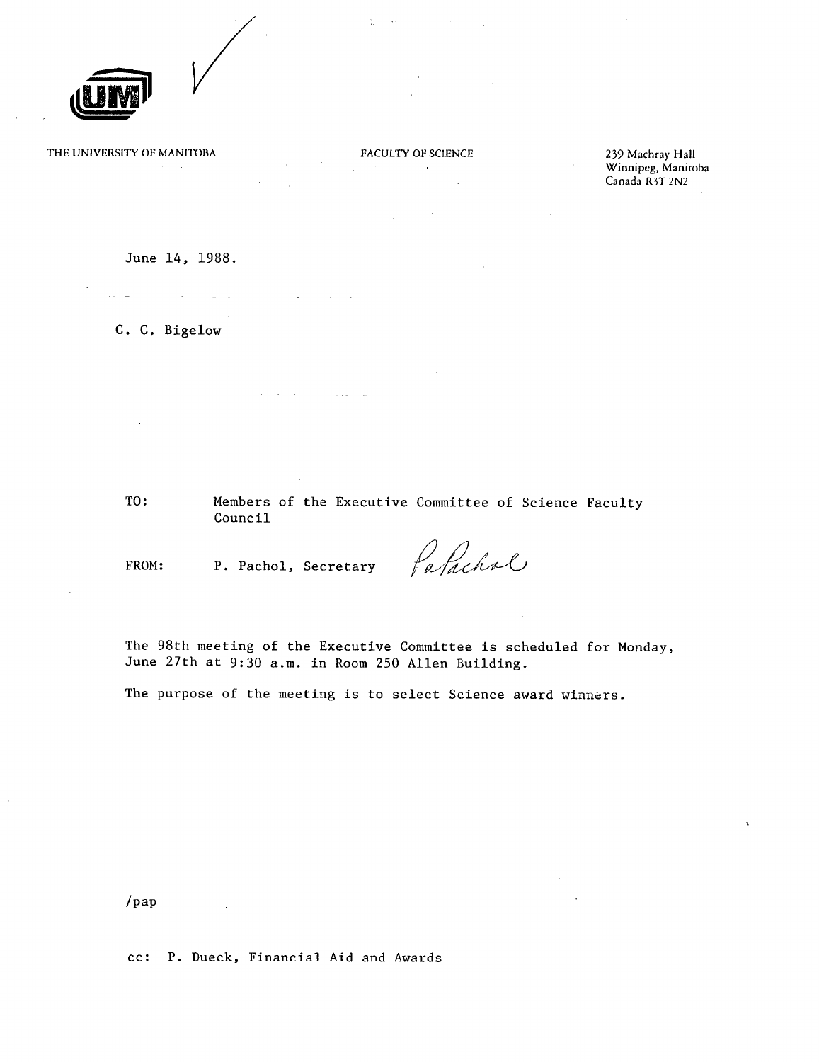THE UNIVERSITY OF MANITOBA

FACULTY OF SCIENCE

239 Machray Hall
Winnipeg, Manitoba
Canada R3T 2N2

June 14, 1988.

C. C. Bigelow

TO: Members of the Executive Committee of Science Faculty Council

FROM: P. Pachol, Secretary *PaPachol*

The 98th meeting of the Executive Committee is scheduled for Monday, June 27th at 9:30 a.m. in Room 250 Allen Building.

The purpose of the meeting is to select Science award winners.

/pap

cc: P. Dueck, Financial Aid and Awards